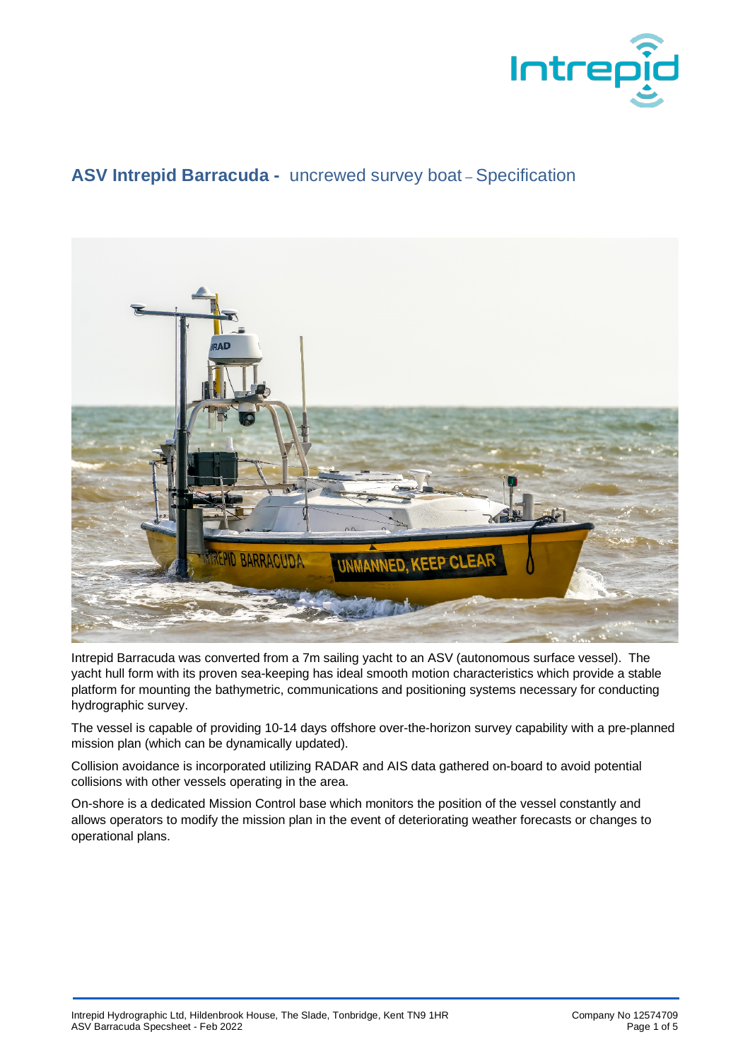# ASV Intrepid Barracuda - uncrewed survey boat – Specification

Intrepid Barracuda was converted from a 7m sailing yacht to an ASV (autonomous surface vessel). The yacht hull form with its proven sea-keeping has ideal smooth motion characteristics which provide a stable platform for mounting the bathymetric, communications and positioning systems necessary for conducting hydrographic survey.

The vessel is capable of providing 10-14 days offshore over-the-horizon survey capability with a pre-planned mission plan (which can be dynamically updated).

Collision avoidance is incorporated utilizing RADAR and AIS data gathered on-board to avoid potential collisions with other vessels operating in the area.

On-shore is a dedicated Mission Control base which monitors the position of the vessel constantly and allows operators to modify the mission plan in the event of deteriorating weather forecasts or changes to operational plans.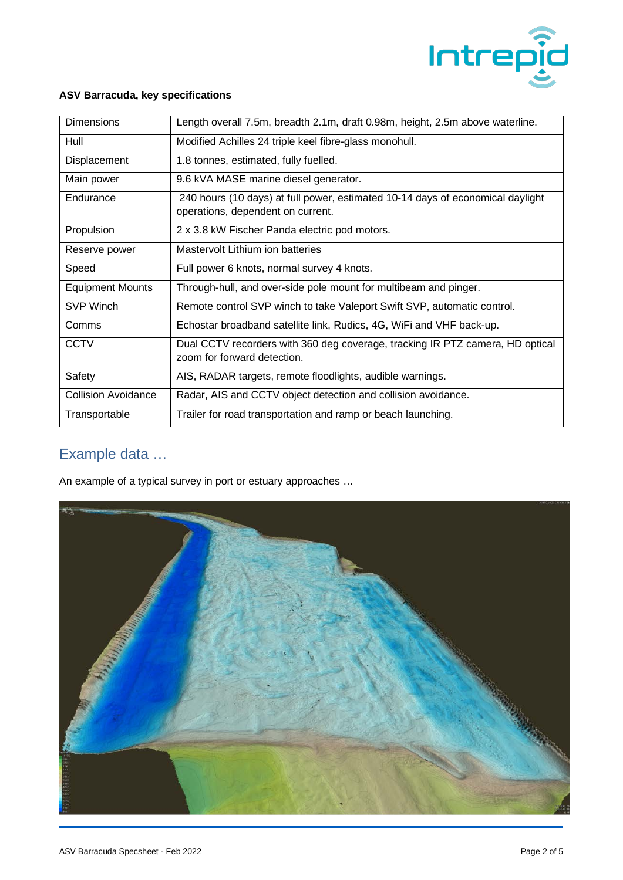## ASV Barracuda, key specifications

| | |
|---|---|
| Dimensions | Length overall 7.5m, breadth 2.1m, draft 0.98m, height, 2.5m above waterline. |
| Hull | Modified Achilles 24 triple keel fibre-glass monohull. |
| Displacement | 1.8 tonnes, estimated, fully fuelled. |
| Main power | 9.6 kVA MASE marine diesel generator. |
| Endurance | 240 hours (10 days) at full power, estimated 10-14 days of economical daylight operations, dependent on current. |
| Propulsion | 2 x 3.8 kW Fischer Panda electric pod motors. |
| Reserve power | Mastervolt Lithium ion batteries |
| Speed | Full power 6 knots, normal survey 4 knots. |
| Equipment Mounts | Through-hull, and over-side pole mount for multibeam and pinger. |
| SVP Winch | Remote control SVP winch to take Valeport Swift SVP, automatic control. |
| Comms | Echostar broadband satellite link, Rudics, 4G, WiFi and VHF back-up. |
| CCTV | Dual CCTV recorders with 360 deg coverage, tracking IR PTZ camera, HD optical zoom for forward detection. |
| Safety | AIS, RADAR targets, remote floodlights, audible warnings. |
| Collision Avoidance | Radar, AIS and CCTV object detection and collision avoidance. |
| Transportable | Trailer for road transportation and ramp or beach launching. |

## Example data …

An example of a typical survey in port or estuary approaches …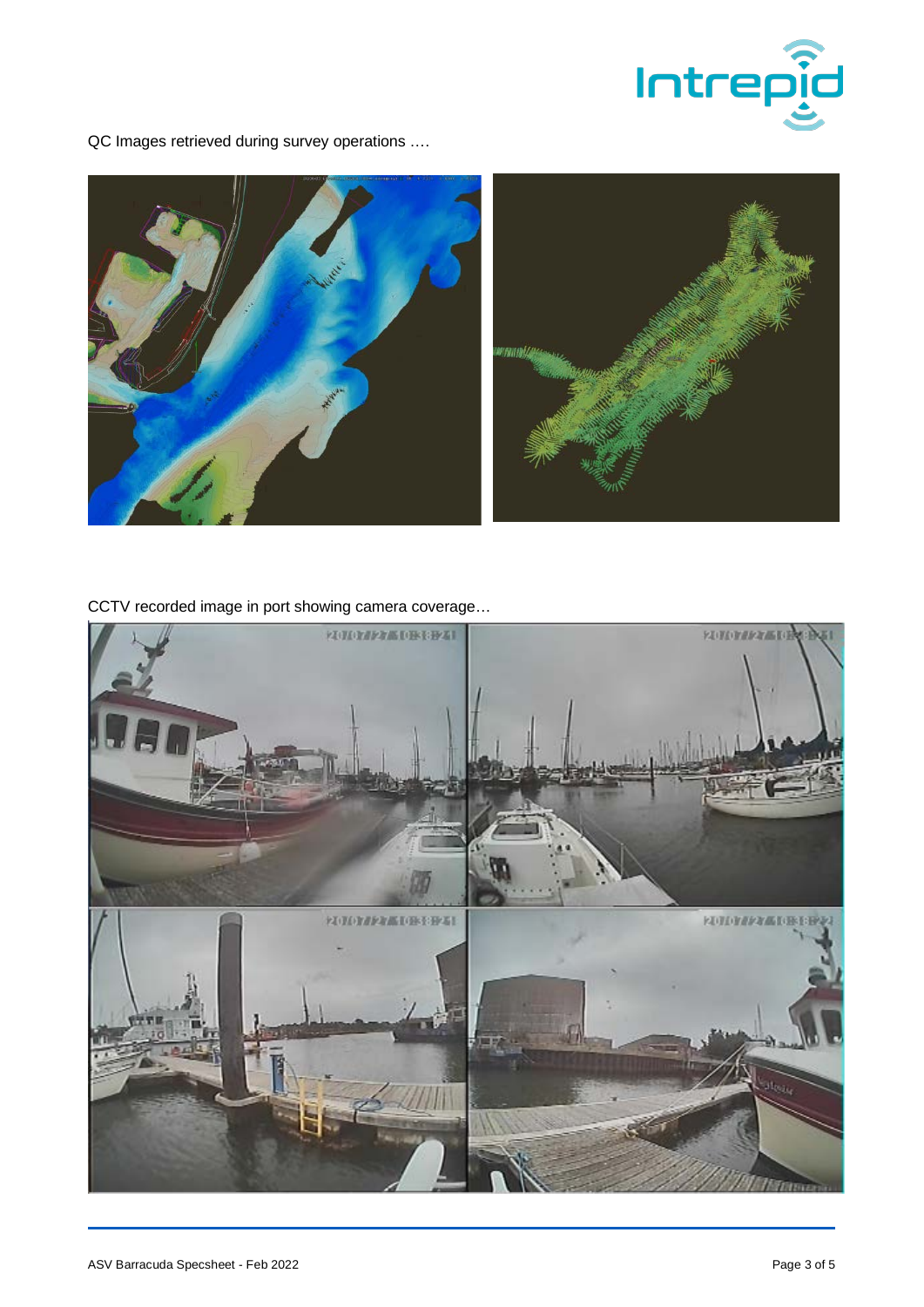QC Images retrieved during survey operations ….

CCTV recorded image in port showing camera coverage…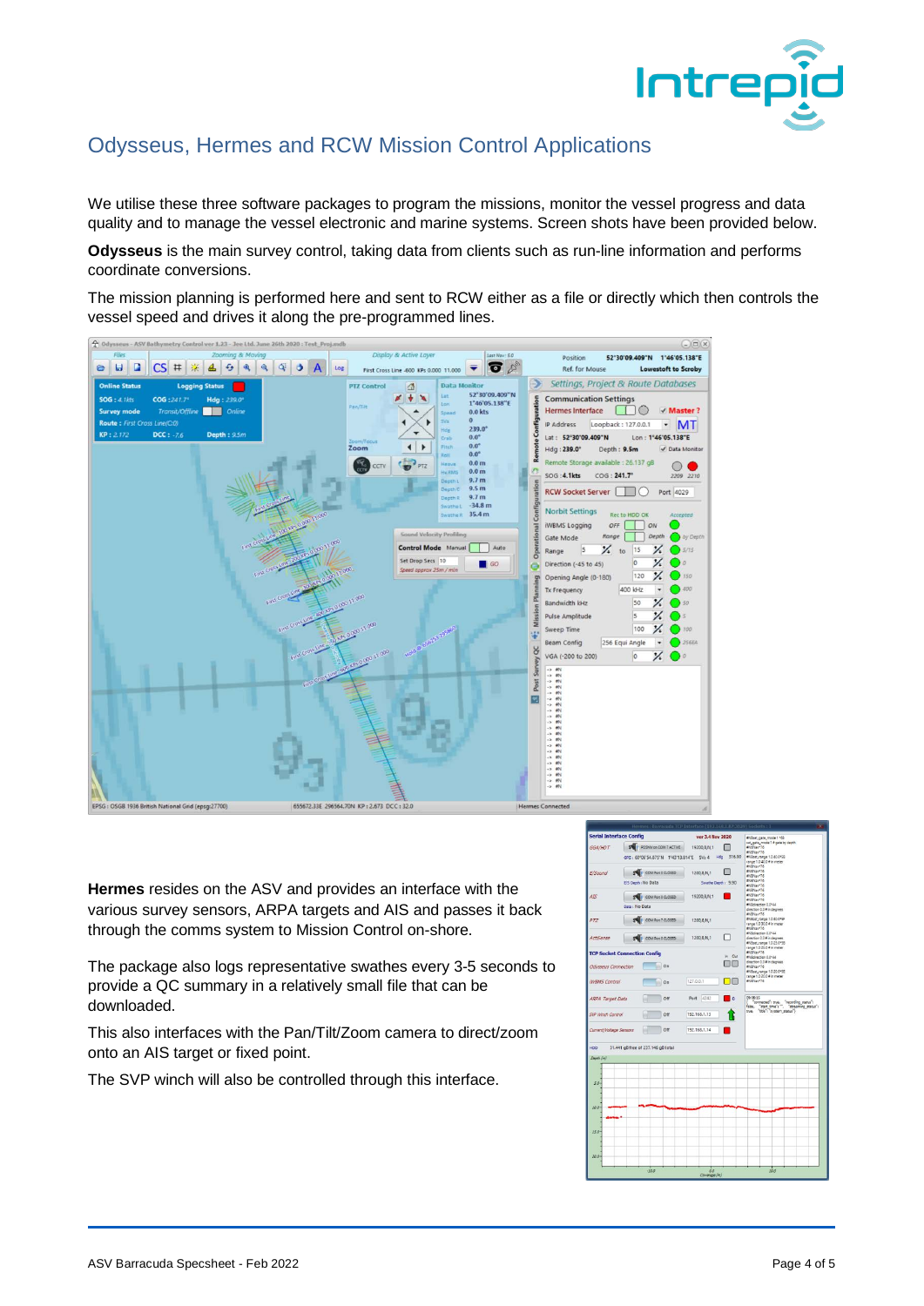## Odysseus, Hermes and RCW Mission Control Applications

We utilise these three software packages to program the missions, monitor the vessel progress and data quality and to manage the vessel electronic and marine systems. Screen shots have been provided below.

**Odysseus** is the main survey control, taking data from clients such as run-line information and performs coordinate conversions.

The mission planning is performed here and sent to RCW either as a file or directly which then controls the vessel speed and drives it along the pre-programmed lines.

**Hermes** resides on the ASV and provides an interface with the various survey sensors, ARPA targets and AIS and passes it back through the comms system to Mission Control on-shore.

The package also logs representative swathes every 3-5 seconds to provide a QC summary in a relatively small file that can be downloaded.

This also interfaces with the Pan/Tilt/Zoom camera to direct/zoom onto an AIS target or fixed point.

The SVP winch will also be controlled through this interface.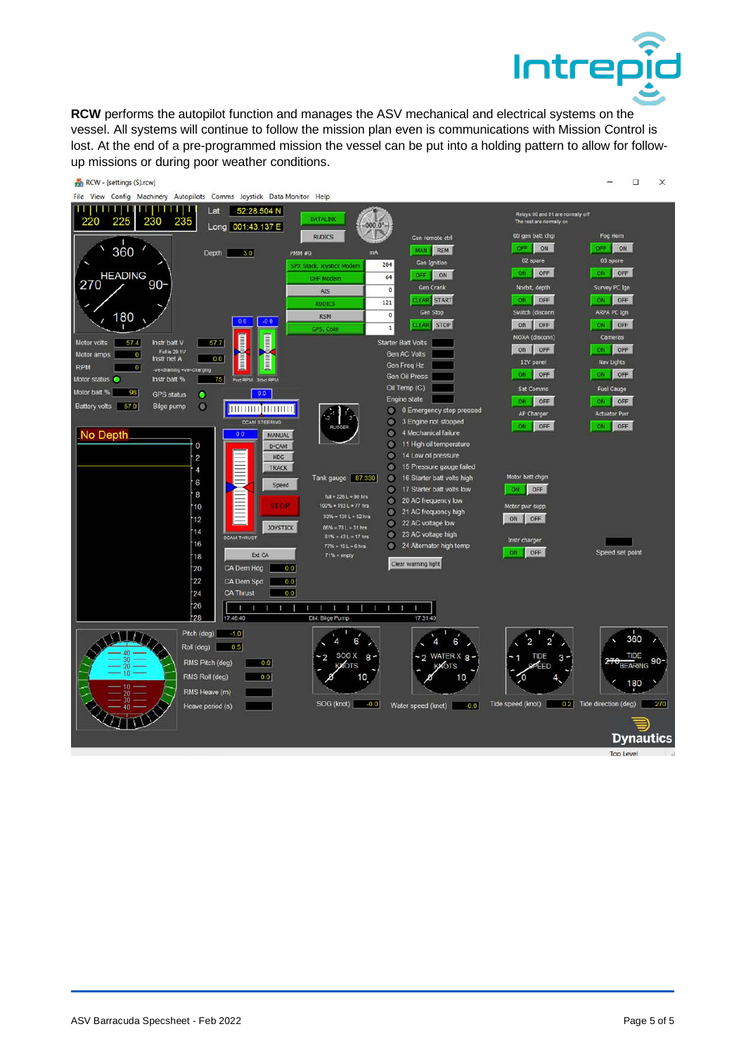**RCW** performs the autopilot function and manages the ASV mechanical and electrical systems on the vessel. All systems will continue to follow the mission plan even is communications with Mission Control is lost. At the end of a pre-programmed mission the vessel can be put into a holding pattern to allow for follow-up missions or during poor weather conditions.